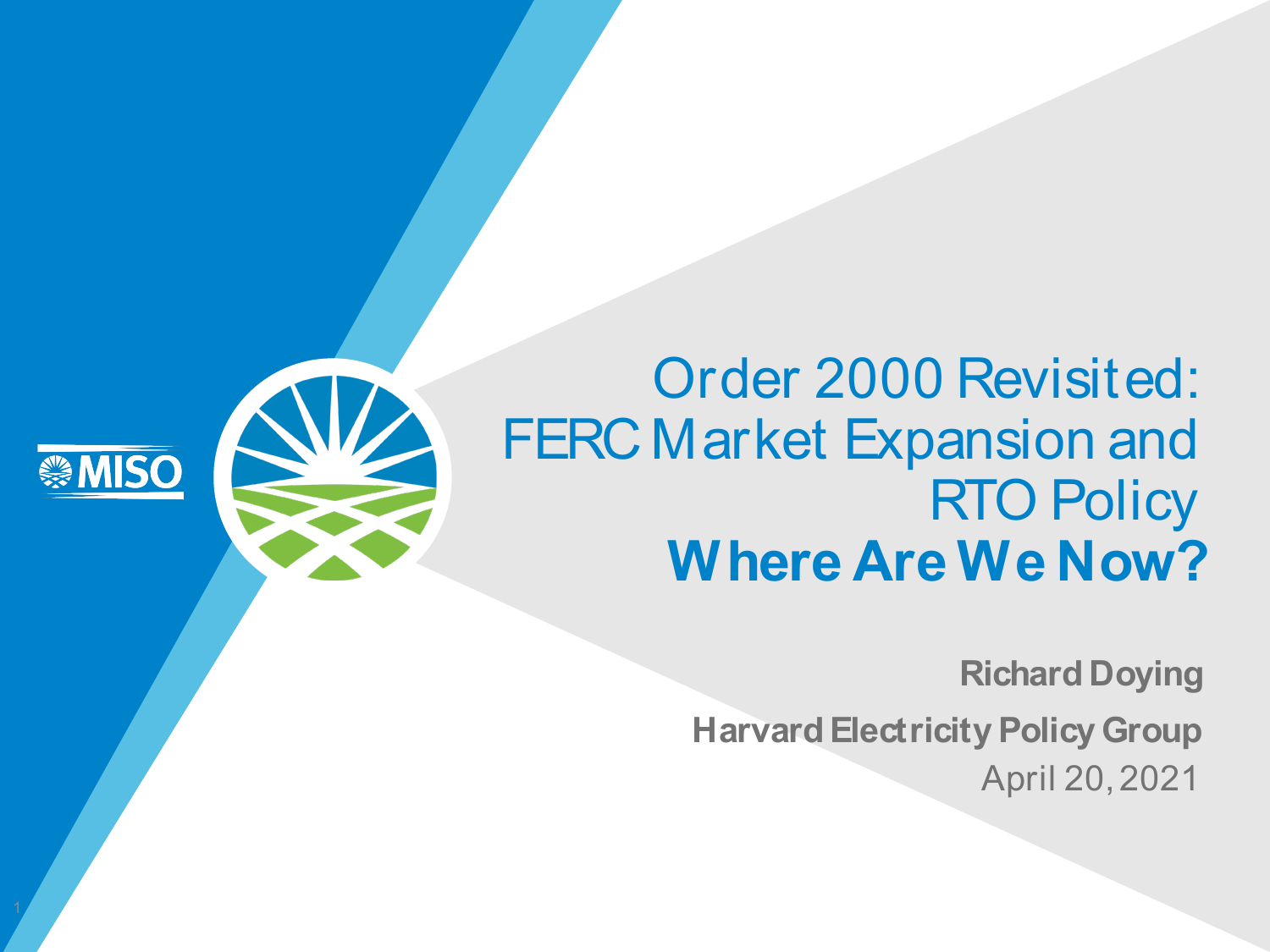# Order 2000 Revisited: FERC Market Expansion and RTO Policy

## **Where Are We Now?**

**Richard Doying**

**Harvard Electricity Policy Group**

April 20, 2021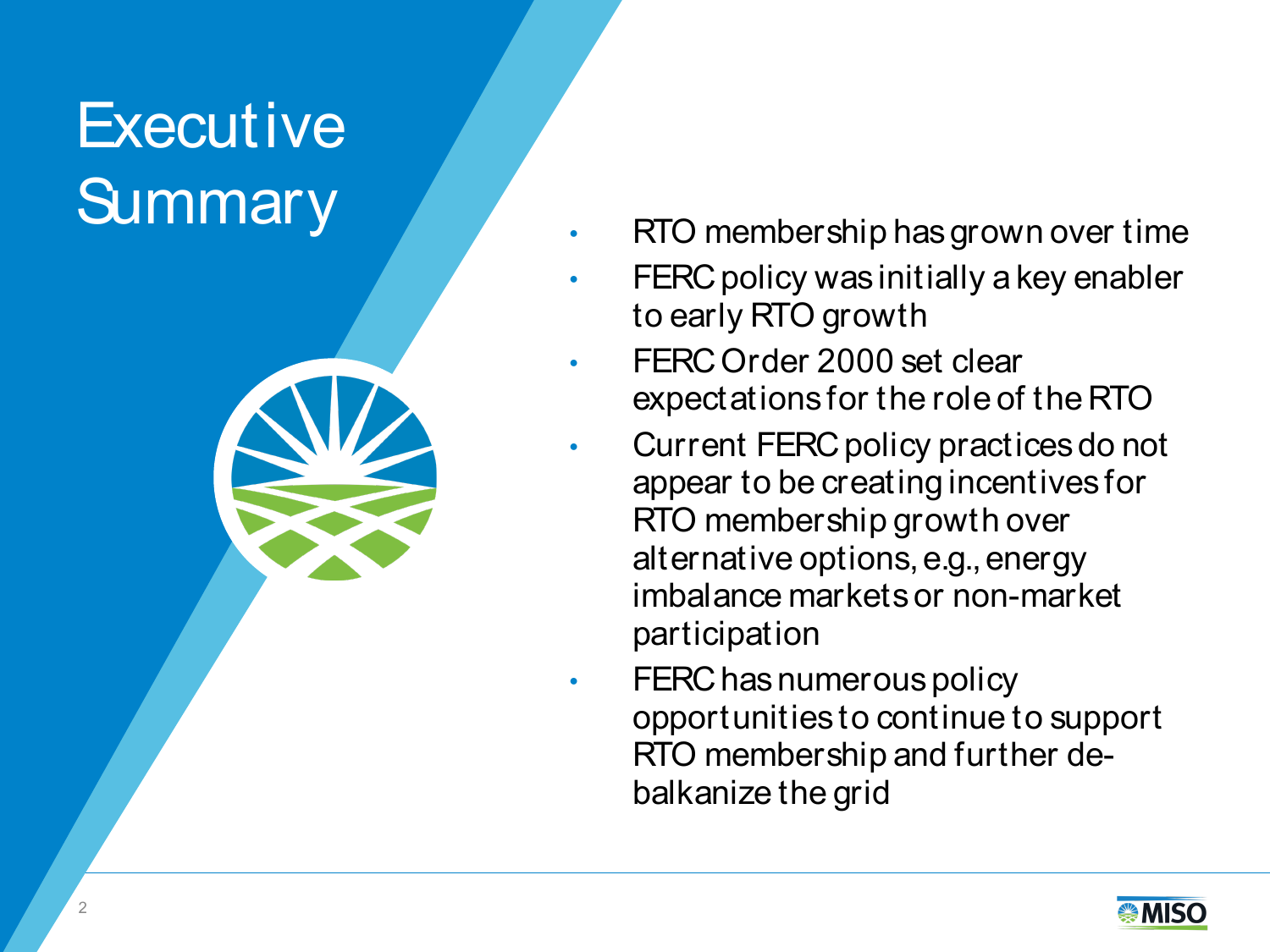# Executive Summary

- RTO membership has grown over time
- FERC policy was initially a key enabler to early RTO growth
- FERC Order 2000 set clear expectations for the role of the RTO
- Current FERC policy practices do not appear to be creating incentives for RTO membership growth over alternative options, e.g., energy imbalance markets or non-market participation
- FERC has numerous policy opportunities to continue to support RTO membership and further de-balkanize the grid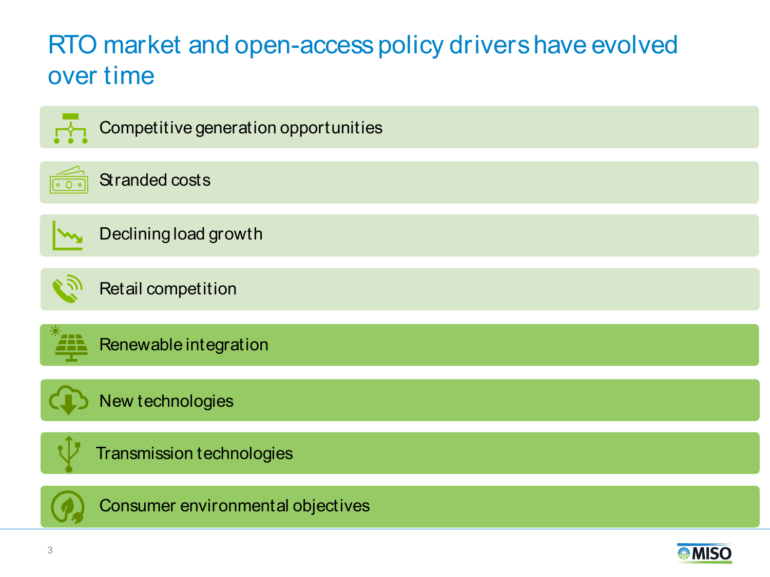# RTO market and open-access policy drivers have evolved over time

- Competitive generation opportunities
- Stranded costs
- Declining load growth
- Retail competition
- Renewable integration
- New technologies
- Transmission technologies
- Consumer environmental objectives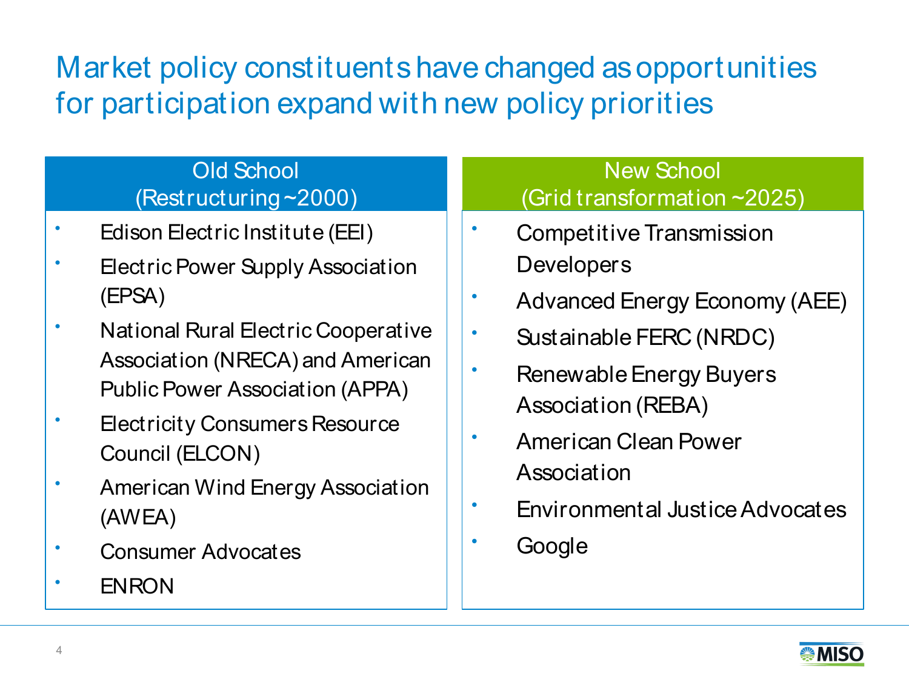# Market policy constituents have changed as opportunities for participation expand with new policy priorities

| Old School (Restructuring ~2000) | New School (Grid transformation ~2025) |
| --- | --- |
| • Edison Electric Institute (EEI) | • Competitive Transmission Developers |
| • Electric Power Supply Association (EPSA) | • Advanced Energy Economy (AEE) |
| • National Rural Electric Cooperative Association (NRECA) and American Public Power Association (APPA) | • Sustainable FERC (NRDC) |
| • Electricity Consumers Resource Council (ELCON) | • Renewable Energy Buyers Association (REBA) |
| • American Wind Energy Association (AWEA) | • American Clean Power Association |
| • Consumer Advocates | • Environmental Justice Advocates |
| • ENRON | • Google |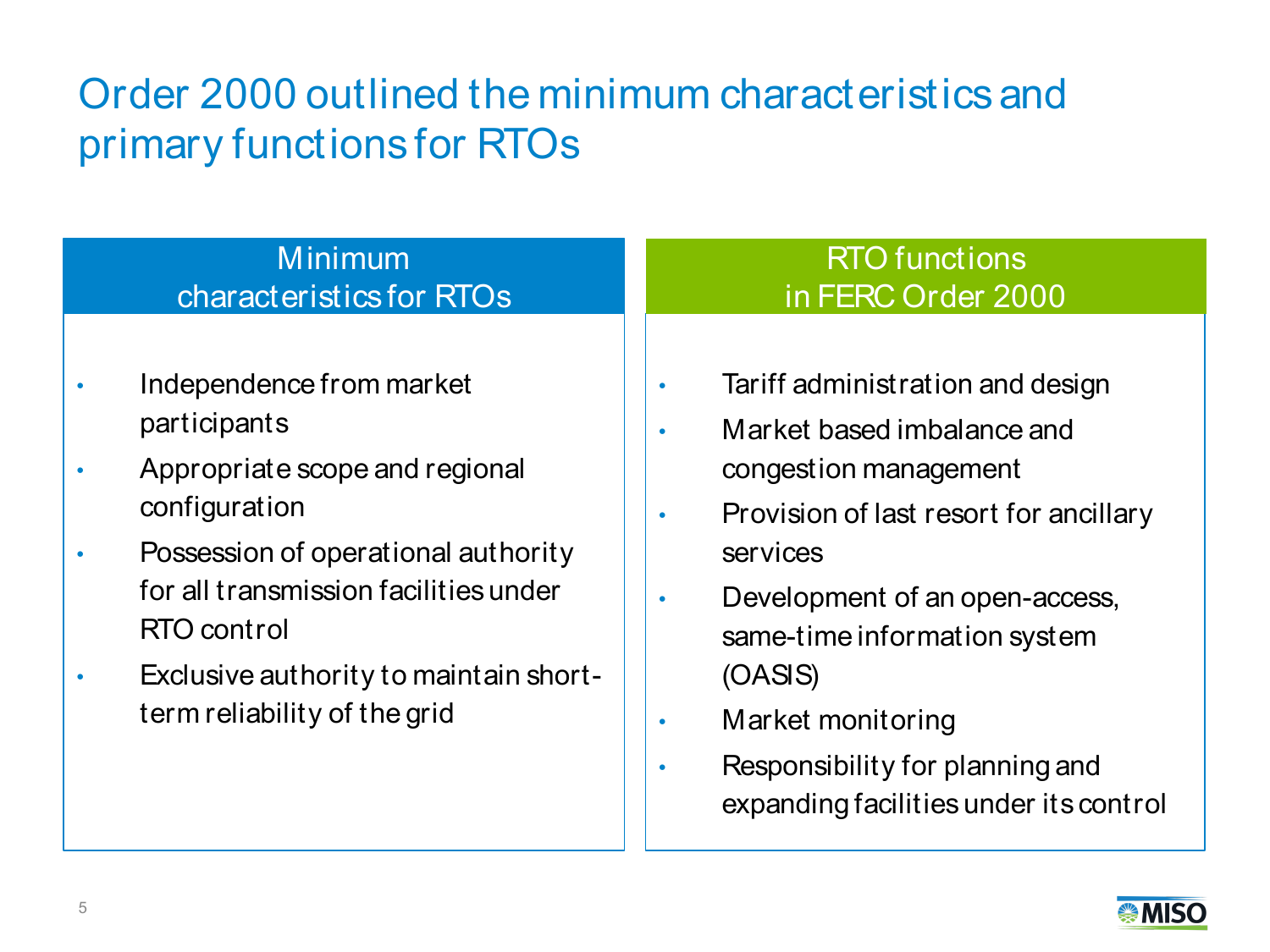# Order 2000 outlined the minimum characteristics and primary functions for RTOs

## Minimum characteristics for RTOs

- Independence from market participants
- Appropriate scope and regional configuration
- Possession of operational authority for all transmission facilities under RTO control
- Exclusive authority to maintain short-term reliability of the grid

## RTO functions in FERC Order 2000

- Tariff administration and design
- Market based imbalance and congestion management
- Provision of last resort for ancillary services
- Development of an open-access, same-time information system (OASIS)
- Market monitoring
- Responsibility for planning and expanding facilities under its control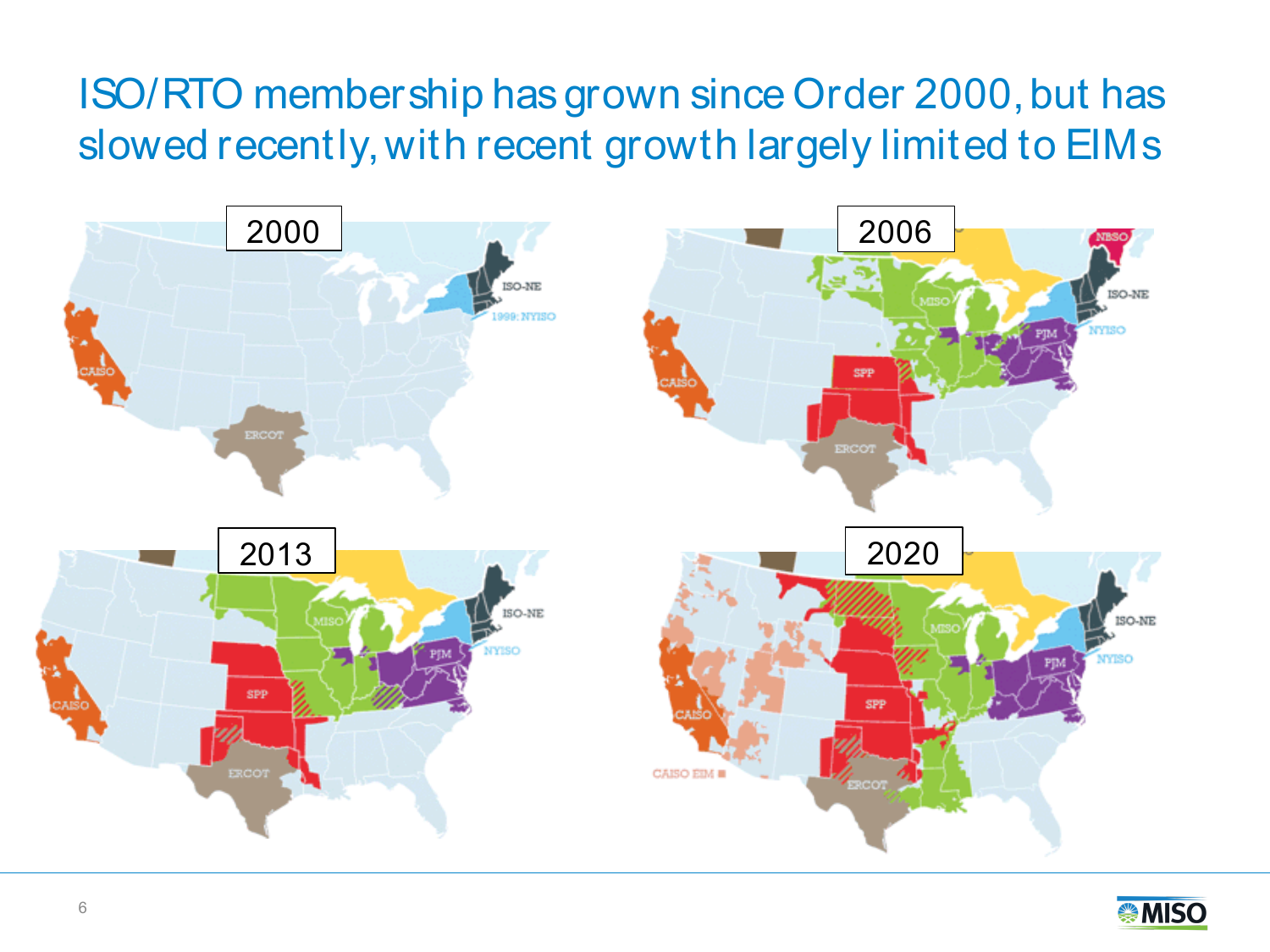# ISO/RTO membership has grown since Order 2000, but has slowed recently, with recent growth largely limited to EIMs

2000

2006

2013

2020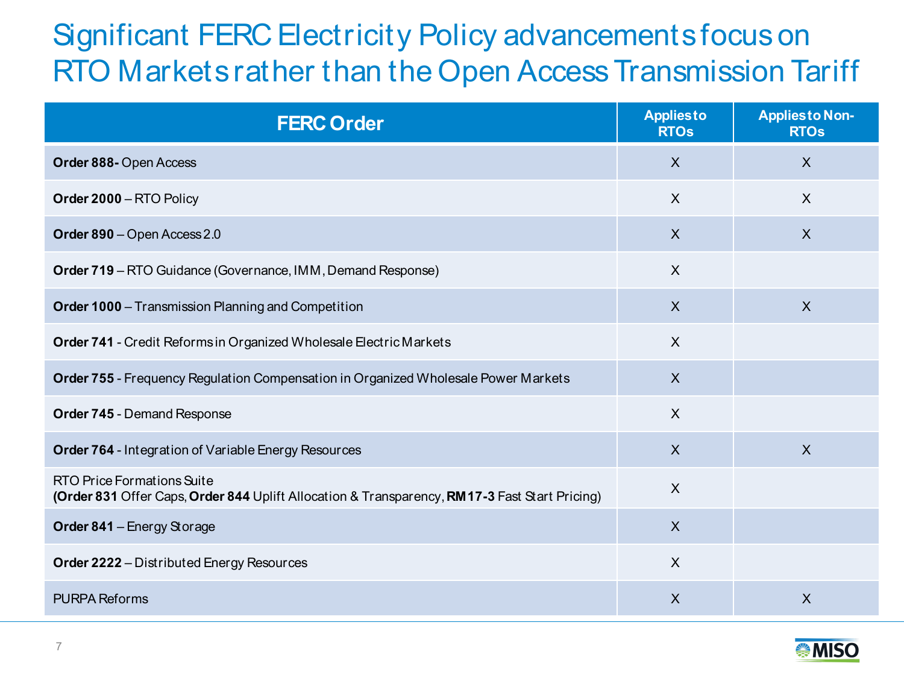# Significant FERC Electricity Policy advancements focus on RTO Markets rather than the Open Access Transmission Tariff

| FERC Order | Applies to RTOs | Applies to Non-RTOs |
|---|---|---|
| **Order 888-** Open Access | X | X |
| **Order 2000** – RTO Policy | X | X |
| **Order 890** – Open Access 2.0 | X | X |
| **Order 719** – RTO Guidance (Governance, IMM, Demand Response) | X | |
| **Order 1000** – Transmission Planning and Competition | X | X |
| **Order 741** - Credit Reforms in Organized Wholesale Electric Markets | X | |
| **Order 755** - Frequency Regulation Compensation in Organized Wholesale Power Markets | X | |
| **Order 745** - Demand Response | X | |
| **Order 764** - Integration of Variable Energy Resources | X | X |
| RTO Price Formations Suite<br>**(Order 831** Offer Caps, **Order 844** Uplift Allocation & Transparency, **RM17-3** Fast Start Pricing) | X | |
| **Order 841** – Energy Storage | X | |
| **Order 2222** – Distributed Energy Resources | X | |
| PURPA Reforms | X | X |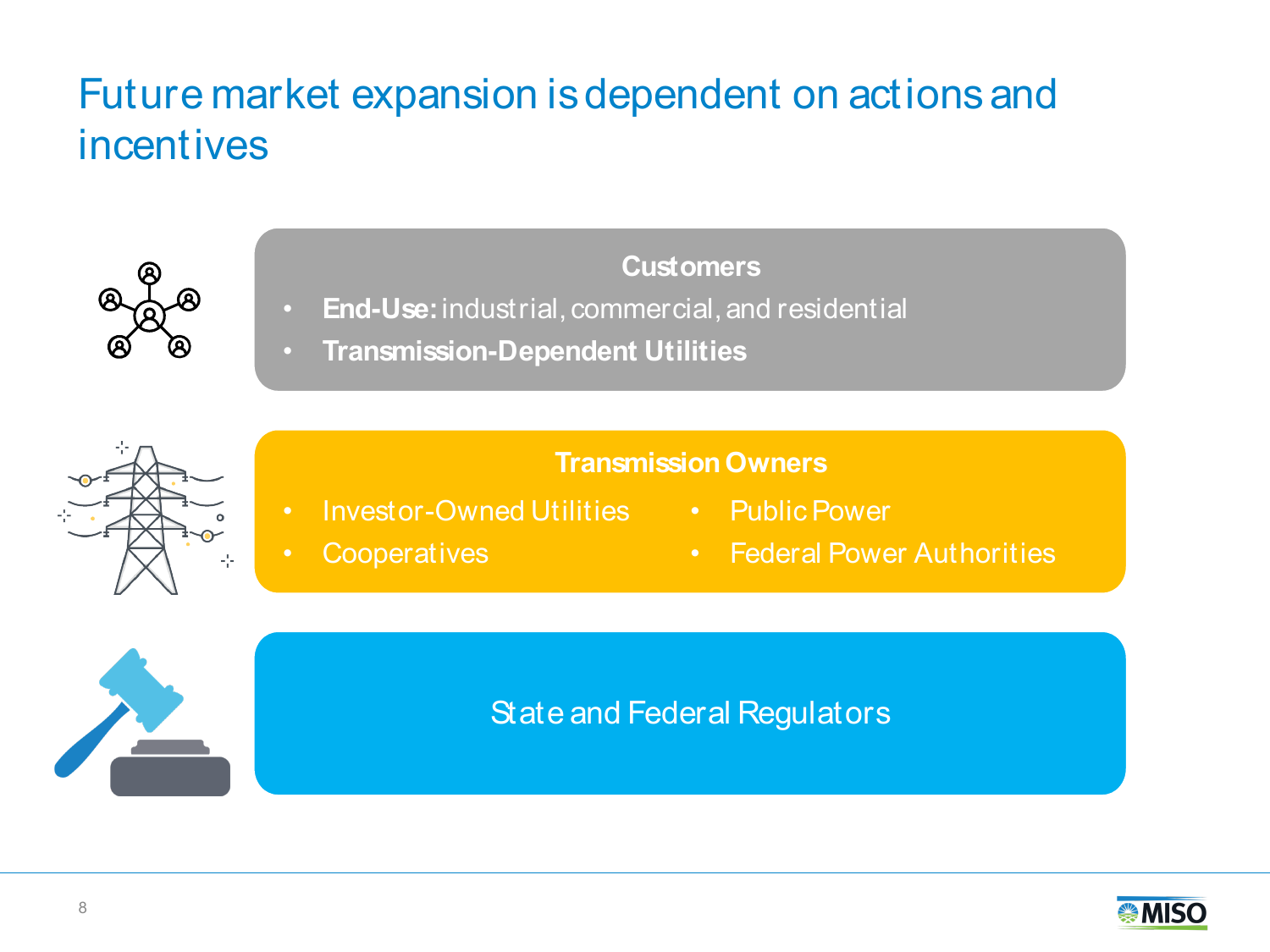# Future market expansion is dependent on actions and incentives

### Customers

- **End-Use:** industrial, commercial, and residential
- **Transmission-Dependent Utilities**

### Transmission Owners

- Investor-Owned Utilities
- Cooperatives
- Public Power
- Federal Power Authorities

### State and Federal Regulators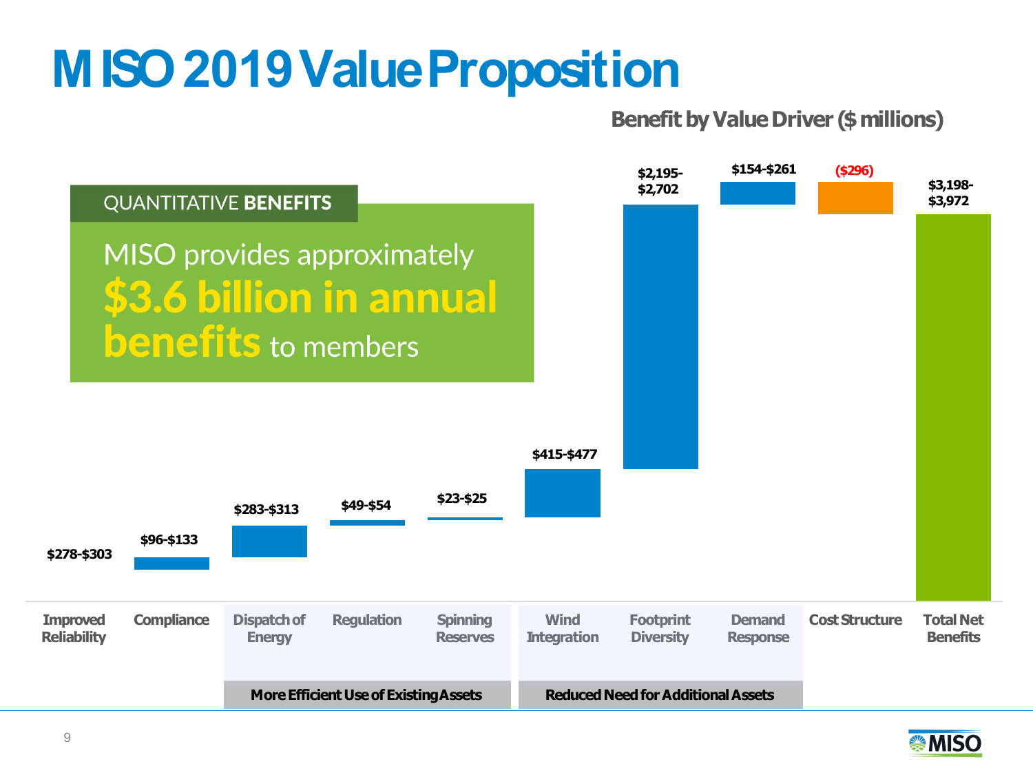# MISO 2019 Value Proposition

**Benefit by Value Driver ($ millions)**

QUANTITATIVE **BENEFITS**

MISO provides approximately **$3.6 billion in annual benefits** to members

| Value Driver | Benefit ($ millions) |
|---|---|
| Improved Reliability | $278-$303 |
| Compliance | $96-$133 |
| Dispatch of Energy | $283-$313 |
| Regulation | $49-$54 |
| Spinning Reserves | $23-$25 |
| Wind Integration | $415-$477 |
| Footprint Diversity | $2,195-$2,702 |
| Demand Response | $154-$261 |
| Cost Structure | ($296) |
| Total Net Benefits | $3,198-$3,972 |

More Efficient Use of Existing Assets: Dispatch of Energy, Regulation, Spinning Reserves

Reduced Need for Additional Assets: Wind Integration, Footprint Diversity, Demand Response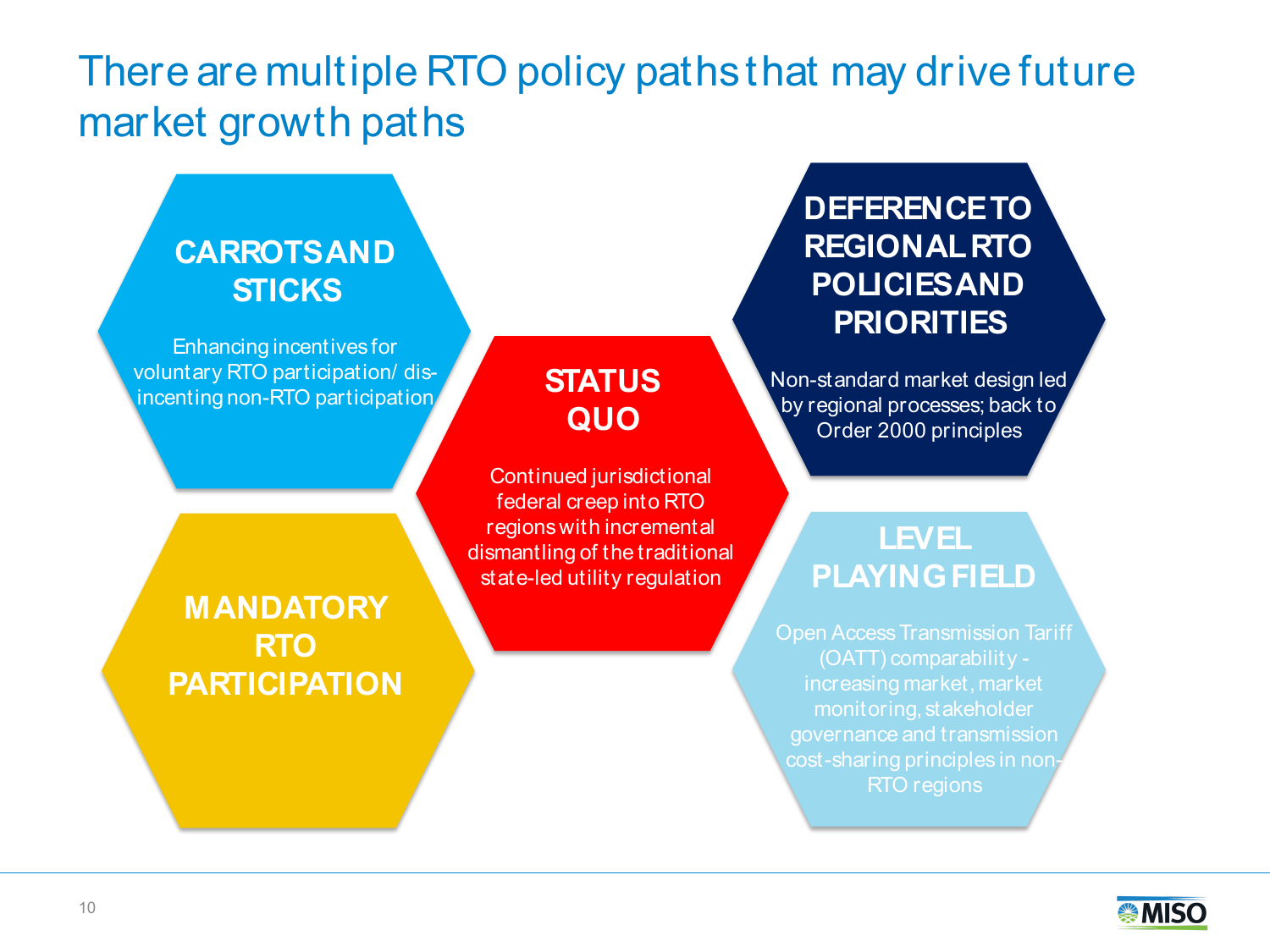# There are multiple RTO policy paths that may drive future market growth paths

### CARROTS AND STICKS

Enhancing incentives for voluntary RTO participation/ dis-incenting non-RTO participation

### STATUS QUO

Continued jurisdictional federal creep into RTO regions with incremental dismantling of the traditional state-led utility regulation

### DEFERENCE TO REGIONAL RTO POLICIES AND PRIORITIES

Non-standard market design led by regional processes; back to Order 2000 principles

### MANDATORY RTO PARTICIPATION

### LEVEL PLAYING FIELD

Open Access Transmission Tariff (OATT) comparability - increasing market, market monitoring, stakeholder governance and transmission cost-sharing principles in non-RTO regions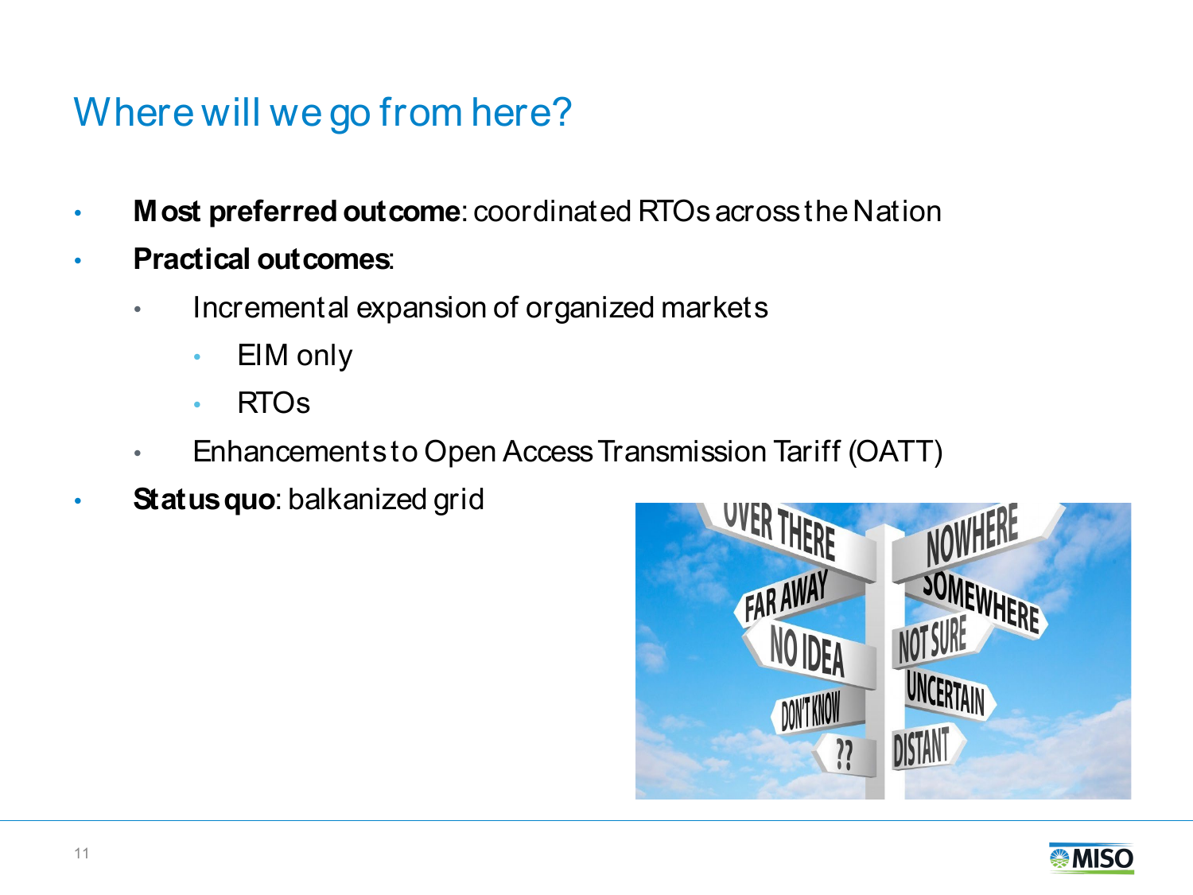## Where will we go from here?

- **Most preferred outcome**: coordinated RTOs across the Nation
- **Practical outcomes**:
  - Incremental expansion of organized markets
    - EIM only
    - RTOs
  - Enhancements to Open Access Transmission Tariff (OATT)
- **Status quo**: balkanized grid